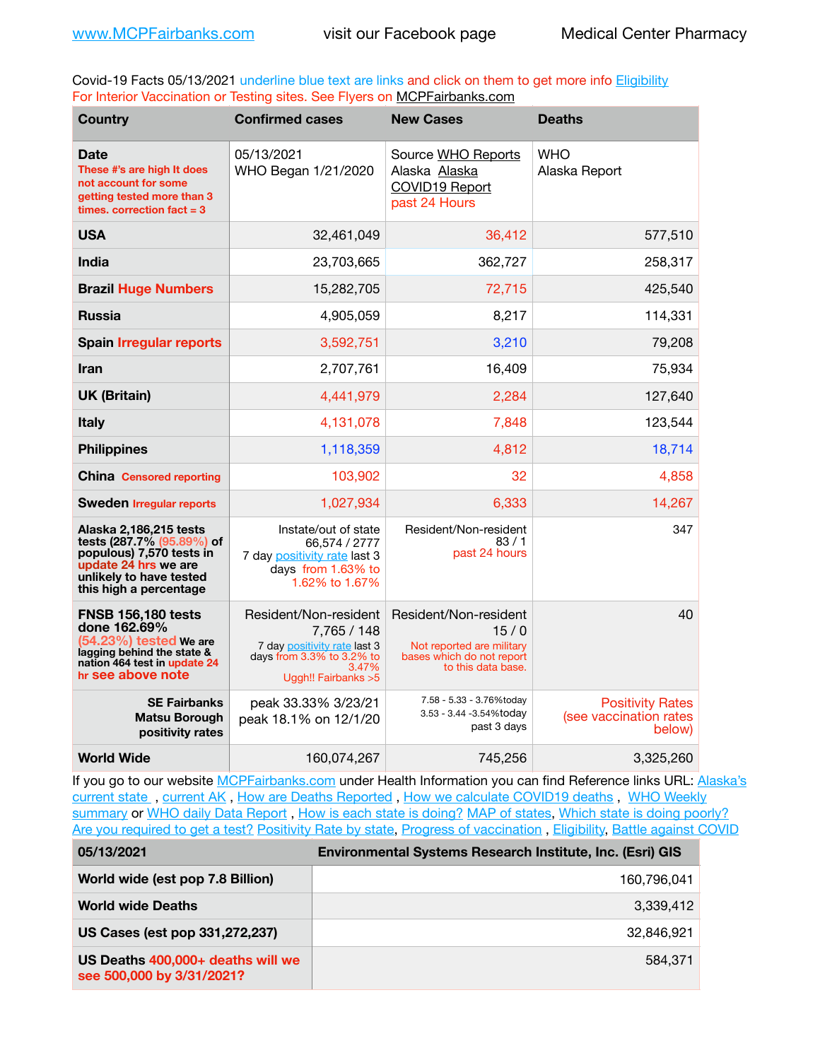www.MCPFairbanks.com visit our Facebook page Medical Center Pharmacy

Covid-19 Facts 05/13/2021 underline blue text are links and click on them to get more info Eligibility
For Interior Vaccination or Testing sites. See Flyers on MCPFairbanks.com

| Country | Confirmed cases | New Cases | Deaths |
|---|---|---|---|
| **Date** These #'s are high It does not account for some getting tested more than 3 times. correction fact = 3 | 05/13/2021 WHO Began 1/21/2020 | Source WHO Reports Alaska Alaska COVID19 Report past 24 Hours | WHO Alaska Report |
| **USA** | 32,461,049 | 36,412 | 577,510 |
| **India** | 23,703,665 | 362,727 | 258,317 |
| **Brazil** Huge Numbers | 15,282,705 | 72,715 | 425,540 |
| **Russia** | 4,905,059 | 8,217 | 114,331 |
| **Spain** Irregular reports | 3,592,751 | 3,210 | 79,208 |
| **Iran** | 2,707,761 | 16,409 | 75,934 |
| **UK (Britain)** | 4,441,979 | 2,284 | 127,640 |
| **Italy** | 4,131,078 | 7,848 | 123,544 |
| **Philippines** | 1,118,359 | 4,812 | 18,714 |
| **China** Censored reporting | 103,902 | 32 | 4,858 |
| **Sweden** Irregular reports | 1,027,934 | 6,333 | 14,267 |
| **Alaska 2,186,215 tests tests (287.7% (95.89%) of populous) 7,570 tests in update 24 hrs we are unlikely to have tested this high a percentage** | Instate/out of state 66,574 / 2777 7 day positivity rate last 3 days from 1.63% to 1.62% to 1.67% | Resident/Non-resident 83 / 1 past 24 hours | 347 |
| **FNSB 156,180 tests done 162.69% (54.23%) tested We are lagging behind the state & nation 464 test in update 24 hr see above note** | Resident/Non-resident 7,765 / 148 7 day positivity rate last 3 days from 3.3% to 3.2% to 3.47% Uggh!! Fairbanks >5 | Resident/Non-resident 15 / 0 Not reported are military bases which do not report to this data base. | 40 |
| **SE Fairbanks Matsu Borough positivity rates** | peak 33.33% 3/23/21 peak 18.1% on 12/1/20 | 7.58 - 5.33 - 3.76%today 3.53 - 3.44 -3.54%today past 3 days | Positivity Rates (see vaccination rates below) |
| **World Wide** | 160,074,267 | 745,256 | 3,325,260 |

If you go to our website MCPFairbanks.com under Health Information you can find Reference links URL: Alaska's current state , current AK , How are Deaths Reported , How we calculate COVID19 deaths , WHO Weekly summary or WHO daily Data Report , How is each state is doing? MAP of states, Which state is doing poorly? Are you required to get a test? Positivity Rate by state, Progress of vaccination , Eligibility, Battle against COVID

| 05/13/2021 | Environmental Systems Research Institute, Inc. (Esri) GIS |
|---|---|
| **World wide (est pop 7.8 Billion)** | 160,796,041 |
| **World wide Deaths** | 3,339,412 |
| **US Cases (est pop 331,272,237)** | 32,846,921 |
| **US Deaths** 400,000+ deaths will we see 500,000 by 3/31/2021? | 584,371 |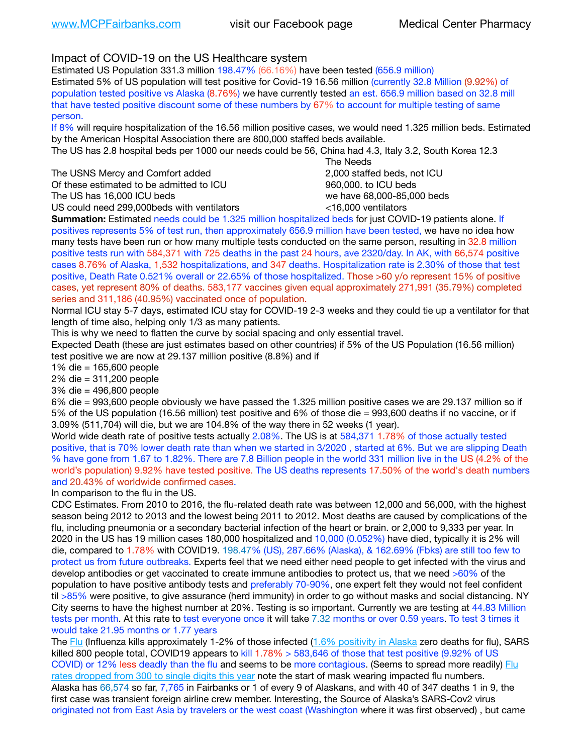www.MCPFairbanks.com visit our Facebook page Medical Center Pharmacy

## Impact of COVID-19 on the US Healthcare system

Estimated US Population 331.3 million 198.47% (66.16%) have been tested (656.9 million)
Estimated 5% of US population will test positive for Covid-19 16.56 million (currently 32.8 Million (9.92%) of population tested positive vs Alaska (8.76%) we have currently tested an est. 656.9 million based on 32.8 mill that have tested positive discount some of these numbers by 67% to account for multiple testing of same person.
If 8% will require hospitalization of the 16.56 million positive cases, we would need 1.325 million beds. Estimated by the American Hospital Association there are 800,000 staffed beds available.
The US has 2.8 hospital beds per 1000 our needs could be 56, China had 4.3, Italy 3.2, South Korea 12.3

| | The Needs |
|---|---|
| The USNS Mercy and Comfort added | 2,000 staffed beds, not ICU |
| Of these estimated to be admitted to ICU | 960,000. to ICU beds |
| The US has 16,000 ICU beds | we have 68,000-85,000 beds |
| US could need 299,000beds with ventilators | <16,000 ventilators |

**Summation:** Estimated needs could be 1.325 million hospitalized beds for just COVID-19 patients alone. If positives represents 5% of test run, then approximately 656.9 million have been tested, we have no idea how many tests have been run or how many multiple tests conducted on the same person, resulting in 32.8 million positive tests run with 584,371 with 725 deaths in the past 24 hours, ave 2320/day. In AK, with 66,574 positive cases 8.76% of Alaska, 1,532 hospitalizations, and 347 deaths. Hospitalization rate is 2.30% of those that test positive, Death Rate 0.521% overall or 22.65% of those hospitalized. Those >60 y/o represent 15% of positive cases, yet represent 80% of deaths. 583,177 vaccines given equal approximately 271,991 (35.79%) completed series and 311,186 (40.95%) vaccinated once of population.
Normal ICU stay 5-7 days, estimated ICU stay for COVID-19 2-3 weeks and they could tie up a ventilator for that length of time also, helping only 1/3 as many patients.
This is why we need to flatten the curve by social spacing and only essential travel.
Expected Death (these are just estimates based on other countries) if 5% of the US Population (16.56 million) test positive we are now at 29.137 million positive (8.8%) and if
1% die = 165,600 people
2% die = 311,200 people
3% die = 496,800 people
6% die = 993,600 people obviously we have passed the 1.325 million positive cases we are 29.137 million so if 5% of the US population (16.56 million) test positive and 6% of those die = 993,600 deaths if no vaccine, or if 3.09% (511,704) will die, but we are 104.8% of the way there in 52 weeks (1 year).
World wide death rate of positive tests actually 2.08%. The US is at 584,371 1.78% of those actually tested positive, that is 70% lower death rate than when we started in 3/2020 , started at 6%. But we are slipping Death % have gone from 1.67 to 1.82%. There are 7.8 Billion people in the world 331 million live in the US (4.2% of the world's population) 9.92% have tested positive. The US deaths represents 17.50% of the world's death numbers and 20.43% of worldwide confirmed cases.
In comparison to the flu in the US.
CDC Estimates. From 2010 to 2016, the flu-related death rate was between 12,000 and 56,000, with the highest season being 2012 to 2013 and the lowest being 2011 to 2012. Most deaths are caused by complications of the flu, including pneumonia or a secondary bacterial infection of the heart or brain. or 2,000 to 9,333 per year. In 2020 in the US has 19 million cases 180,000 hospitalized and 10,000 (0.052%) have died, typically it is 2% will die, compared to 1.78% with COVID19. 198.47% (US), 287.66% (Alaska), & 162.69% (Fbks) are still too few to protect us from future outbreaks. Experts feel that we need either need people to get infected with the virus and develop antibodies or get vaccinated to create immune antibodies to protect us, that we need >60% of the population to have positive antibody tests and preferably 70-90%, one expert felt they would not feel confident til >85% were positive, to give assurance (herd immunity) in order to go without masks and social distancing. NY City seems to have the highest number at 20%. Testing is so important. Currently we are testing at 44.83 Million tests per month. At this rate to test everyone once it will take 7.32 months or over 0.59 years. To test 3 times it would take 21.95 months or 1.77 years
The Flu (Influenza kills approximately 1-2% of those infected (1.6% positivity in Alaska zero deaths for flu), SARS killed 800 people total, COVID19 appears to kill 1.78% > 583,646 of those that test positive (9.92% of US COVID) or 12% less deadly than the flu and seems to be more contagious. (Seems to spread more readily) Flu rates dropped from 300 to single digits this year note the start of mask wearing impacted flu numbers.
Alaska has 66,574 so far, 7,765 in Fairbanks or 1 of every 9 of Alaskans, and with 40 of 347 deaths 1 in 9, the first case was transient foreign airline crew member. Interesting, the Source of Alaska's SARS-Cov2 virus originated not from East Asia by travelers or the west coast (Washington where it was first observed) , but came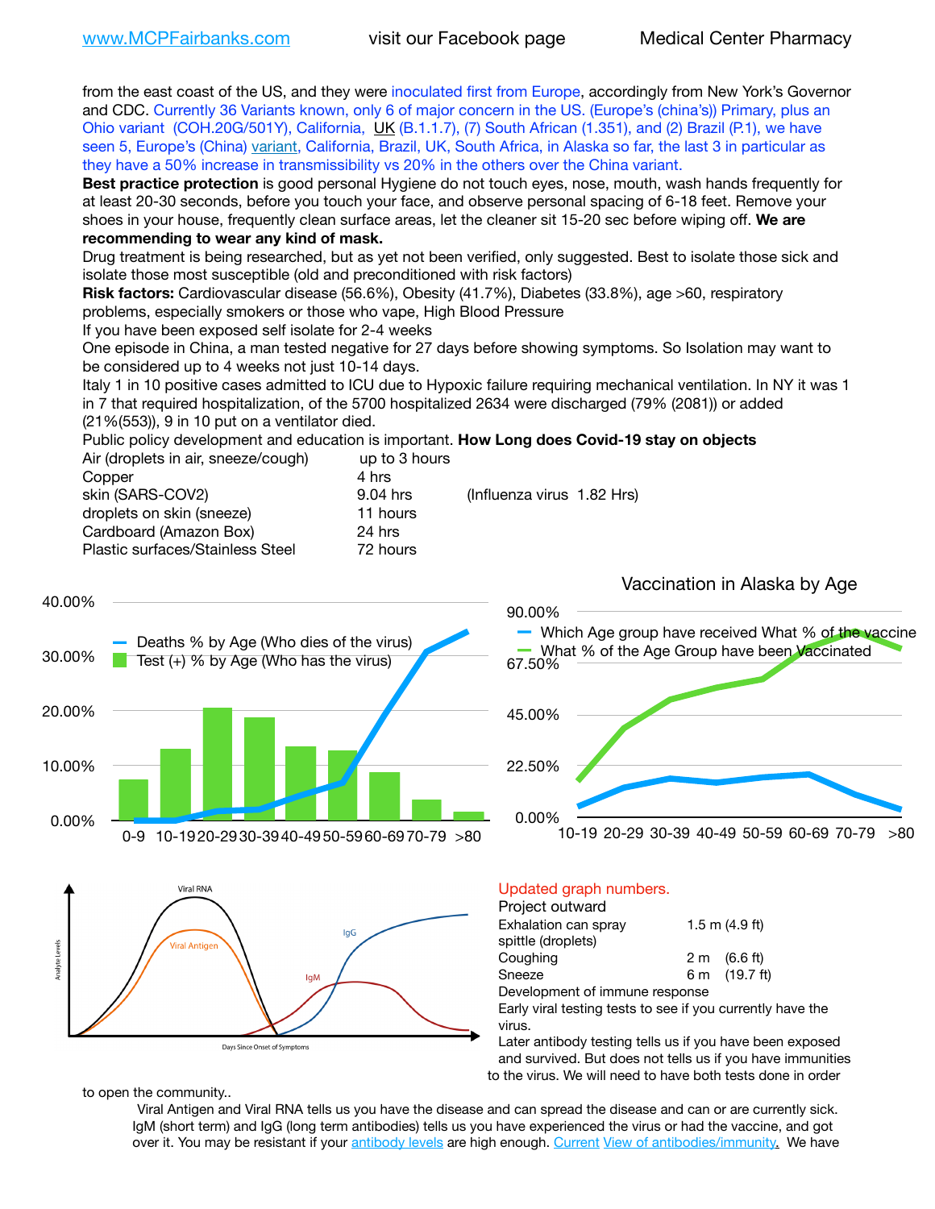from the east coast of the US, and they were inoculated first from Europe, accordingly from New York's Governor and CDC. Currently 36 Variants known, only 6 of major concern in the US. (Europe's (china's)) Primary, plus an Ohio variant (COH.20G/501Y), California, UK (B.1.1.7), (7) South African (1.351), and (2) Brazil (P.1), we have seen 5, Europe's (China) variant, California, Brazil, UK, South Africa, in Alaska so far, the last 3 in particular as they have a 50% increase in transmissibility vs 20% in the others over the China variant.

**Best practice protection** is good personal Hygiene do not touch eyes, nose, mouth, wash hands frequently for at least 20-30 seconds, before you touch your face, and observe personal spacing of 6-18 feet. Remove your shoes in your house, frequently clean surface areas, let the cleaner sit 15-20 sec before wiping off. **We are recommending to wear any kind of mask.**

Drug treatment is being researched, but as yet not been verified, only suggested. Best to isolate those sick and isolate those most susceptible (old and preconditioned with risk factors)

**Risk factors:** Cardiovascular disease (56.6%), Obesity (41.7%), Diabetes (33.8%), age >60, respiratory problems, especially smokers or those who vape, High Blood Pressure

If you have been exposed self isolate for 2-4 weeks

One episode in China, a man tested negative for 27 days before showing symptoms. So Isolation may want to be considered up to 4 weeks not just 10-14 days.

Italy 1 in 10 positive cases admitted to ICU due to Hypoxic failure requiring mechanical ventilation. In NY it was 1 in 7 that required hospitalization, of the 5700 hospitalized 2634 were discharged (79% (2081)) or added (21%(553)), 9 in 10 put on a ventilator died.

Public policy development and education is important. **How Long does Covid-19 stay on objects**

| | | |
|---|---|---|
| Air (droplets in air, sneeze/cough) | up to 3 hours | |
| Copper | 4 hrs | |
| skin (SARS-COV2) | 9.04 hrs | (Influenza virus 1.82 Hrs) |
| droplets on skin (sneeze) | 11 hours | |
| Cardboard (Amazon Box) | 24 hrs | |
| Plastic surfaces/Stainless Steel | 72 hours | |

Updated graph numbers.

Project outward

| | |
|---|---|
| Exhalation can spray spittle (droplets) | 1.5 m (4.9 ft) |
| Coughing | 2 m (6.6 ft) |
| Sneeze | 6 m (19.7 ft) |

Development of immune response

Early viral testing tests to see if you currently have the virus.

Later antibody testing tells us if you have been exposed and survived. But does not tells us if you have immunities to the virus. We will need to have both tests done in order to open the community..

Viral Antigen and Viral RNA tells us you have the disease and can spread the disease and can or are currently sick. IgM (short term) and IgG (long term antibodies) tells us you have experienced the virus or had the vaccine, and got over it. You may be resistant if your antibody levels are high enough. Current View of antibodies/immunity. We have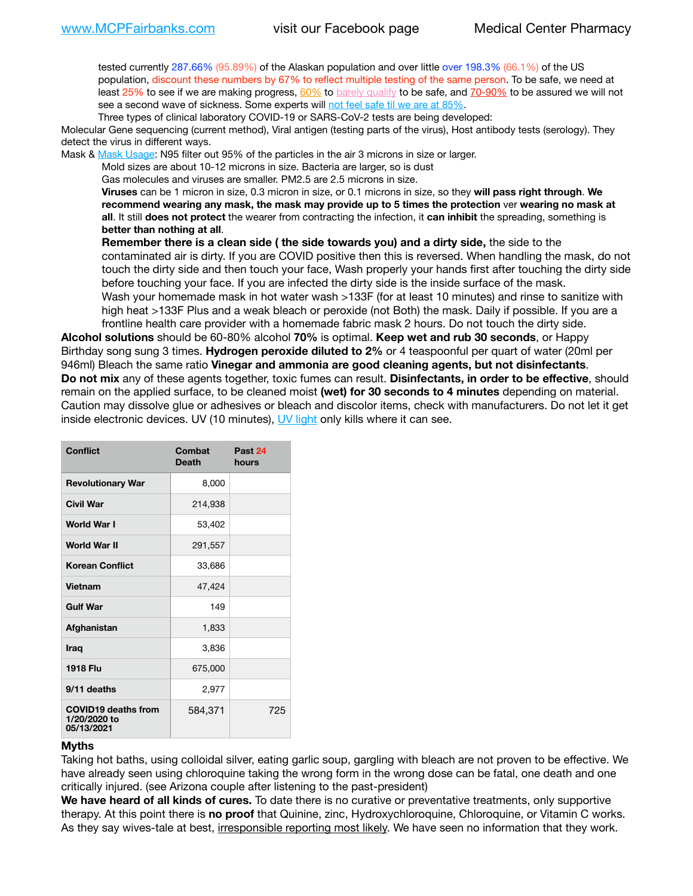tested currently 287.66% (95.89%) of the Alaskan population and over little over 198.3% (66.1%) of the US population, discount these numbers by 67% to reflect multiple testing of the same person. To be safe, we need at least 25% to see if we are making progress, 60% to barely qualify to be safe, and 70-90% to be assured we will not see a second wave of sickness. Some experts will not feel safe til we are at 85%.

Three types of clinical laboratory COVID-19 or SARS-CoV-2 tests are being developed:

Molecular Gene sequencing (current method), Viral antigen (testing parts of the virus), Host antibody tests (serology). They detect the virus in different ways.

Mask & Mask Usage: N95 filter out 95% of the particles in the air 3 microns in size or larger.

Mold sizes are about 10-12 microns in size. Bacteria are larger, so is dust

Gas molecules and viruses are smaller. PM2.5 are 2.5 microns in size.

**Viruses** can be 1 micron in size, 0.3 micron in size, or 0.1 microns in size, so they **will pass right through**. **We recommend wearing any mask, the mask may provide up to 5 times the protection** ver **wearing no mask at all**. It still **does not protect** the wearer from contracting the infection, it **can inhibit** the spreading, something is **better than nothing at all**.

**Remember there is a clean side ( the side towards you) and a dirty side,** the side to the contaminated air is dirty. If you are COVID positive then this is reversed. When handling the mask, do not touch the dirty side and then touch your face, Wash properly your hands first after touching the dirty side before touching your face. If you are infected the dirty side is the inside surface of the mask.

Wash your homemade mask in hot water wash >133F (for at least 10 minutes) and rinse to sanitize with high heat >133F Plus and a weak bleach or peroxide (not Both) the mask. Daily if possible. If you are a frontline health care provider with a homemade fabric mask 2 hours. Do not touch the dirty side.

**Alcohol solutions** should be 60-80% alcohol **70%** is optimal. **Keep wet and rub 30 seconds**, or Happy Birthday song sung 3 times. **Hydrogen peroxide diluted to 2%** or 4 teaspoonful per quart of water (20ml per 946ml) Bleach the same ratio **Vinegar and ammonia are good cleaning agents, but not disinfectants**.

**Do not mix** any of these agents together, toxic fumes can result. **Disinfectants, in order to be effective**, should remain on the applied surface, to be cleaned moist **(wet) for 30 seconds to 4 minutes** depending on material. Caution may dissolve glue or adhesives or bleach and discolor items, check with manufacturers. Do not let it get inside electronic devices. UV (10 minutes), UV light only kills where it can see.

| Conflict | Combat Death | Past 24 hours |
|---|---|---|
| Revolutionary War | 8,000 | |
| Civil War | 214,938 | |
| World War I | 53,402 | |
| World War II | 291,557 | |
| Korean Conflict | 33,686 | |
| Vietnam | 47,424 | |
| Gulf War | 149 | |
| Afghanistan | 1,833 | |
| Iraq | 3,836 | |
| 1918 Flu | 675,000 | |
| 9/11 deaths | 2,977 | |
| COVID19 deaths from 1/20/2020 to 05/13/2021 | 584,371 | 725 |

**Myths**

Taking hot baths, using colloidal silver, eating garlic soup, gargling with bleach are not proven to be effective. We have already seen using chloroquine taking the wrong form in the wrong dose can be fatal, one death and one critically injured. (see Arizona couple after listening to the past-president)

**We have heard of all kinds of cures.** To date there is no curative or preventative treatments, only supportive therapy. At this point there is **no proof** that Quinine, zinc, Hydroxychloroquine, Chloroquine, or Vitamin C works. As they say wives-tale at best, irresponsible reporting most likely. We have seen no information that they work.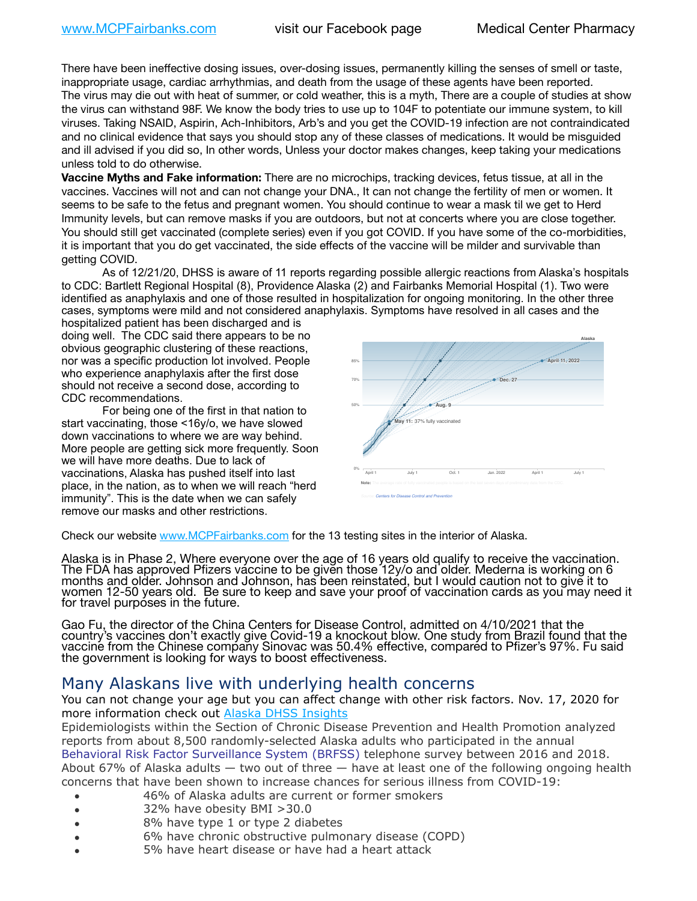There have been ineffective dosing issues, over-dosing issues, permanently killing the senses of smell or taste, inappropriate usage, cardiac arrhythmias, and death from the usage of these agents have been reported. The virus may die out with heat of summer, or cold weather, this is a myth, There are a couple of studies at show the virus can withstand 98F. We know the body tries to use up to 104F to potentiate our immune system, to kill viruses. Taking NSAID, Aspirin, Ach-Inhibitors, Arb's and you get the COVID-19 infection are not contraindicated and no clinical evidence that says you should stop any of these classes of medications. It would be misguided and ill advised if you did so, In other words, Unless your doctor makes changes, keep taking your medications unless told to do otherwise.

**Vaccine Myths and Fake information:** There are no microchips, tracking devices, fetus tissue, at all in the vaccines. Vaccines will not and can not change your DNA., It can not change the fertility of men or women. It seems to be safe to the fetus and pregnant women. You should continue to wear a mask til we get to Herd Immunity levels, but can remove masks if you are outdoors, but not at concerts where you are close together. You should still get vaccinated (complete series) even if you got COVID. If you have some of the co-morbidities, it is important that you do get vaccinated, the side effects of the vaccine will be milder and survivable than getting COVID.

As of 12/21/20, DHSS is aware of 11 reports regarding possible allergic reactions from Alaska's hospitals to CDC: Bartlett Regional Hospital (8), Providence Alaska (2) and Fairbanks Memorial Hospital (1). Two were identified as anaphylaxis and one of those resulted in hospitalization for ongoing monitoring. In the other three cases, symptoms were mild and not considered anaphylaxis. Symptoms have resolved in all cases and the hospitalized patient has been discharged and is doing well. The CDC said there appears to be no obvious geographic clustering of these reactions, nor was a specific production lot involved. People who experience anaphylaxis after the first dose should not receive a second dose, according to CDC recommendations.

For being one of the first in that nation to start vaccinating, those <16y/o, we have slowed down vaccinations to where we are way behind. More people are getting sick more frequently. Soon we will have more deaths. Due to lack of vaccinations, Alaska has pushed itself into last place, in the nation, as to when we will reach "herd immunity". This is the date when we can safely remove our masks and other restrictions.

Check our website www.MCPFairbanks.com for the 13 testing sites in the interior of Alaska.

Alaska is in Phase 2, Where everyone over the age of 16 years old qualify to receive the vaccination. The FDA has approved Pfizers vaccine to be given those 12y/o and older. Mederna is working on 6 months and older. Johnson and Johnson, has been reinstated, but I would caution not to give it to women 12-50 years old. Be sure to keep and save your proof of vaccination cards as you may need it for travel purposes in the future.

Gao Fu, the director of the China Centers for Disease Control, admitted on 4/10/2021 that the country's vaccines don't exactly give Covid-19 a knockout blow. One study from Brazil found that the vaccine from the Chinese company Sinovac was 50.4% effective, compared to Pfizer's 97%. Fu said the government is looking for ways to boost effectiveness.

## Many Alaskans live with underlying health concerns

You can not change your age but you can affect change with other risk factors. Nov. 17, 2020 for more information check out Alaska DHSS Insights

Epidemiologists within the Section of Chronic Disease Prevention and Health Promotion analyzed reports from about 8,500 randomly-selected Alaska adults who participated in the annual Behavioral Risk Factor Surveillance System (BRFSS) telephone survey between 2016 and 2018. About 67% of Alaska adults — two out of three — have at least one of the following ongoing health concerns that have been shown to increase chances for serious illness from COVID-19:

- 46% of Alaska adults are current or former smokers
- 32% have obesity BMI >30.0
- 8% have type 1 or type 2 diabetes
- 6% have chronic obstructive pulmonary disease (COPD)
- 5% have heart disease or have had a heart attack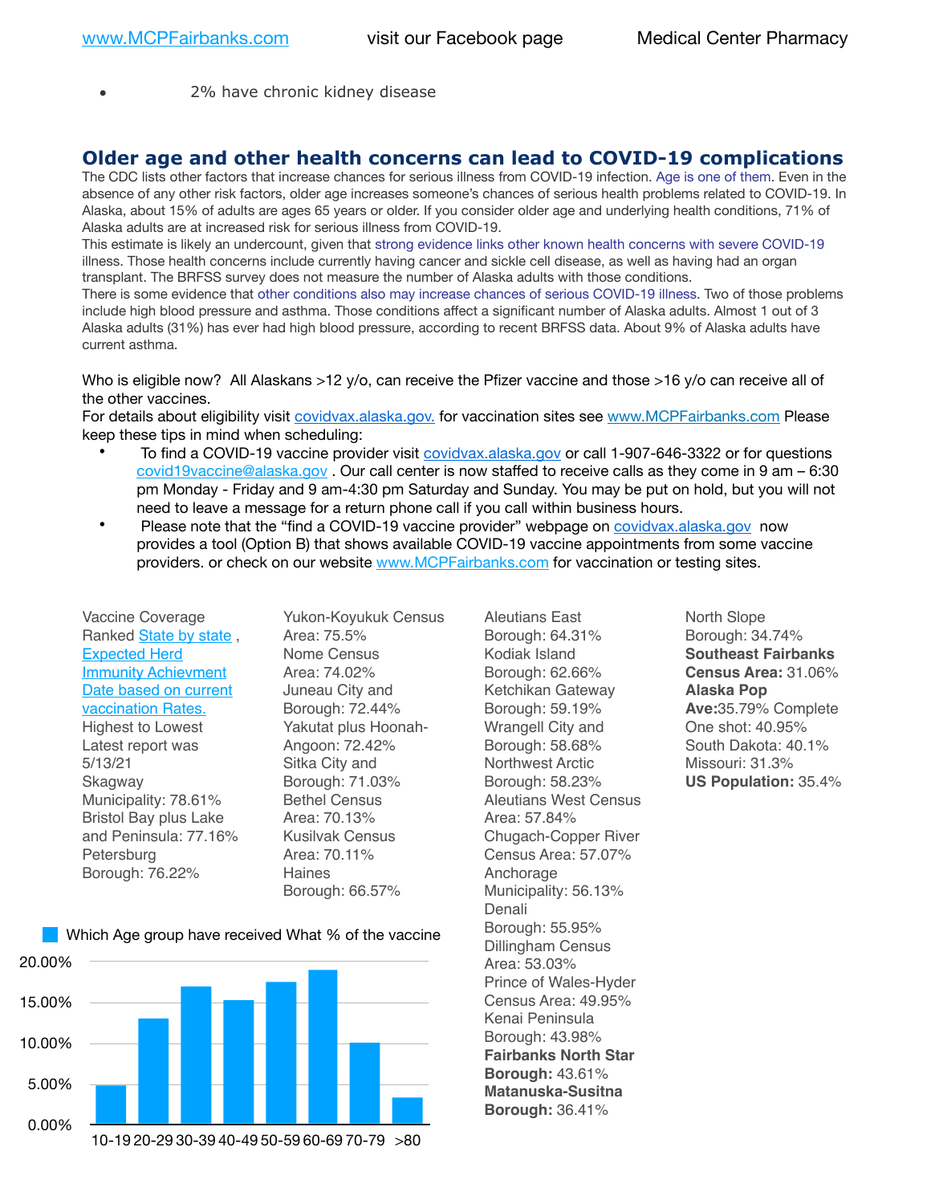- 2% have chronic kidney disease

## Older age and other health concerns can lead to COVID-19 complications

The CDC lists other factors that increase chances for serious illness from COVID-19 infection. Age is one of them. Even in the absence of any other risk factors, older age increases someone's chances of serious health problems related to COVID-19. In Alaska, about 15% of adults are ages 65 years or older. If you consider older age and underlying health conditions, 71% of Alaska adults are at increased risk for serious illness from COVID-19.

This estimate is likely an undercount, given that strong evidence links other known health concerns with severe COVID-19 illness. Those health concerns include currently having cancer and sickle cell disease, as well as having had an organ transplant. The BRFSS survey does not measure the number of Alaska adults with those conditions.

There is some evidence that other conditions also may increase chances of serious COVID-19 illness. Two of those problems include high blood pressure and asthma. Those conditions affect a significant number of Alaska adults. Almost 1 out of 3 Alaska adults (31%) has ever had high blood pressure, according to recent BRFSS data. About 9% of Alaska adults have current asthma.

Who is eligible now? All Alaskans >12 y/o, can receive the Pfizer vaccine and those >16 y/o can receive all of the other vaccines.

For details about eligibility visit covidvax.alaska.gov. for vaccination sites see www.MCPFairbanks.com Please keep these tips in mind when scheduling:

- To find a COVID-19 vaccine provider visit covidvax.alaska.gov or call 1-907-646-3322 or for questions covid19vaccine@alaska.gov . Our call center is now staffed to receive calls as they come in 9 am – 6:30 pm Monday - Friday and 9 am-4:30 pm Saturday and Sunday. You may be put on hold, but you will not need to leave a message for a return phone call if you call within business hours.
- Please note that the "find a COVID-19 vaccine provider" webpage on covidvax.alaska.gov now provides a tool (Option B) that shows available COVID-19 vaccine appointments from some vaccine providers. or check on our website www.MCPFairbanks.com for vaccination or testing sites.

Vaccine Coverage Ranked State by state , Expected Herd Immunity Achievment Date based on current vaccination Rates.
Highest to Lowest
Latest report was 5/13/21

Skagway Municipality: 78.61%
Bristol Bay plus Lake and Peninsula: 77.16%
Petersburg Borough: 76.22%
Yukon-Koyukuk Census Area: 75.5%
Nome Census Area: 74.02%
Juneau City and Borough: 72.44%
Yakutat plus Hoonah-Angoon: 72.42%
Sitka City and Borough: 71.03%
Bethel Census Area: 70.13%
Kusilvak Census Area: 70.11%
Haines Borough: 66.57%
Aleutians East Borough: 64.31%
Kodiak Island Borough: 62.66%
Ketchikan Gateway Borough: 59.19%
Wrangell City and Borough: 58.68%
Northwest Arctic Borough: 58.23%
Aleutians West Census Area: 57.84%
Chugach-Copper River Census Area: 57.07%
Anchorage Municipality: 56.13%
Denali Borough: 55.95%
Dillingham Census Area: 53.03%
Prince of Wales-Hyder Census Area: 49.95%
Kenai Peninsula Borough: 43.98%
**Fairbanks North Star Borough:** 43.61%
**Matanuska-Susitna Borough:** 36.41%
North Slope Borough: 34.74%
**Southeast Fairbanks Census Area:** 31.06%
**Alaska Pop Ave:**35.79% Complete
One shot: 40.95%
South Dakota: 40.1%
Missouri: 31.3%
**US Population:** 35.4%

Which Age group have received What % of the vaccine

20.00%
15.00%
10.00%
5.00%
0.00%

10-19 20-29 30-39 40-49 50-59 60-69 70-79 >80